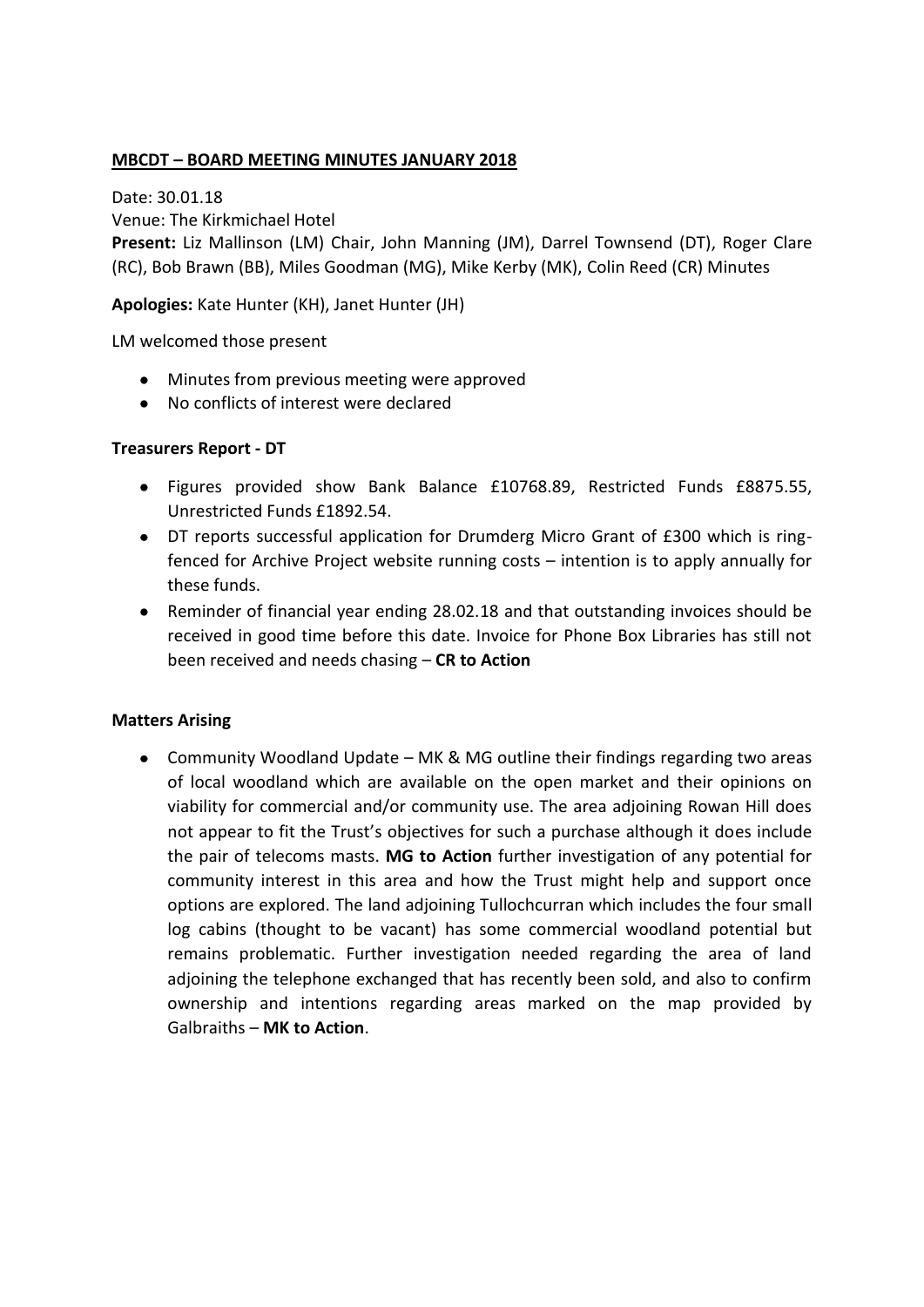# MBCDT – BOARD MEETING MINUTES JANUARY 2018

Date: 30.01.18

Venue: The Kirkmichael Hotel

**Present:** Liz Mallinson (LM) Chair, John Manning (JM), Darrel Townsend (DT), Roger Clare (RC), Bob Brawn (BB), Miles Goodman (MG), Mike Kerby (MK), Colin Reed (CR) Minutes

**Apologies:** Kate Hunter (KH), Janet Hunter (JH)

LM welcomed those present

- Minutes from previous meeting were approved
- No conflicts of interest were declared

## Treasurers Report - DT

- Figures provided show Bank Balance £10768.89, Restricted Funds £8875.55, Unrestricted Funds £1892.54.
- DT reports successful application for Drumderg Micro Grant of £300 which is ring-fenced for Archive Project website running costs – intention is to apply annually for these funds.
- Reminder of financial year ending 28.02.18 and that outstanding invoices should be received in good time before this date. Invoice for Phone Box Libraries has still not been received and needs chasing – **CR to Action**

## Matters Arising

- Community Woodland Update – MK & MG outline their findings regarding two areas of local woodland which are available on the open market and their opinions on viability for commercial and/or community use. The area adjoining Rowan Hill does not appear to fit the Trust's objectives for such a purchase although it does include the pair of telecoms masts. **MG to Action** further investigation of any potential for community interest in this area and how the Trust might help and support once options are explored. The land adjoining Tullochcurran which includes the four small log cabins (thought to be vacant) has some commercial woodland potential but remains problematic. Further investigation needed regarding the area of land adjoining the telephone exchanged that has recently been sold, and also to confirm ownership and intentions regarding areas marked on the map provided by Galbraiths – **MK to Action**.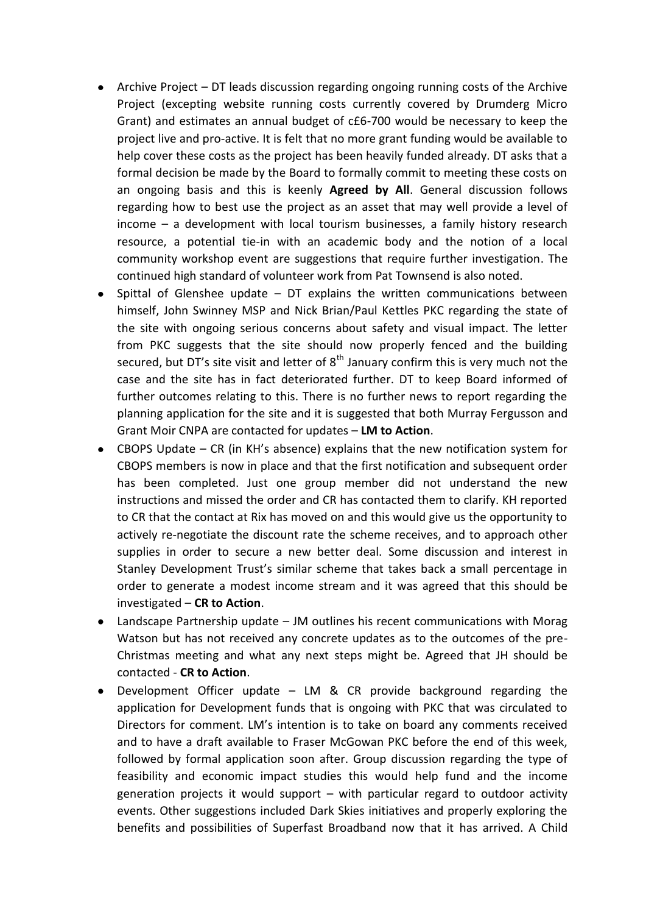- Archive Project – DT leads discussion regarding ongoing running costs of the Archive Project (excepting website running costs currently covered by Drumderg Micro Grant) and estimates an annual budget of c£6-700 would be necessary to keep the project live and pro-active. It is felt that no more grant funding would be available to help cover these costs as the project has been heavily funded already. DT asks that a formal decision be made by the Board to formally commit to meeting these costs on an ongoing basis and this is keenly **Agreed by All**. General discussion follows regarding how to best use the project as an asset that may well provide a level of income – a development with local tourism businesses, a family history research resource, a potential tie-in with an academic body and the notion of a local community workshop event are suggestions that require further investigation. The continued high standard of volunteer work from Pat Townsend is also noted.
- Spittal of Glenshee update – DT explains the written communications between himself, John Swinney MSP and Nick Brian/Paul Kettles PKC regarding the state of the site with ongoing serious concerns about safety and visual impact. The letter from PKC suggests that the site should now properly fenced and the building secured, but DT's site visit and letter of 8th January confirm this is very much not the case and the site has in fact deteriorated further. DT to keep Board informed of further outcomes relating to this. There is no further news to report regarding the planning application for the site and it is suggested that both Murray Fergusson and Grant Moir CNPA are contacted for updates – **LM to Action**.
- CBOPS Update – CR (in KH's absence) explains that the new notification system for CBOPS members is now in place and that the first notification and subsequent order has been completed. Just one group member did not understand the new instructions and missed the order and CR has contacted them to clarify. KH reported to CR that the contact at Rix has moved on and this would give us the opportunity to actively re-negotiate the discount rate the scheme receives, and to approach other supplies in order to secure a new better deal. Some discussion and interest in Stanley Development Trust's similar scheme that takes back a small percentage in order to generate a modest income stream and it was agreed that this should be investigated – **CR to Action**.
- Landscape Partnership update – JM outlines his recent communications with Morag Watson but has not received any concrete updates as to the outcomes of the pre-Christmas meeting and what any next steps might be. Agreed that JH should be contacted - **CR to Action**.
- Development Officer update – LM & CR provide background regarding the application for Development funds that is ongoing with PKC that was circulated to Directors for comment. LM's intention is to take on board any comments received and to have a draft available to Fraser McGowan PKC before the end of this week, followed by formal application soon after. Group discussion regarding the type of feasibility and economic impact studies this would help fund and the income generation projects it would support – with particular regard to outdoor activity events. Other suggestions included Dark Skies initiatives and properly exploring the benefits and possibilities of Superfast Broadband now that it has arrived. A Child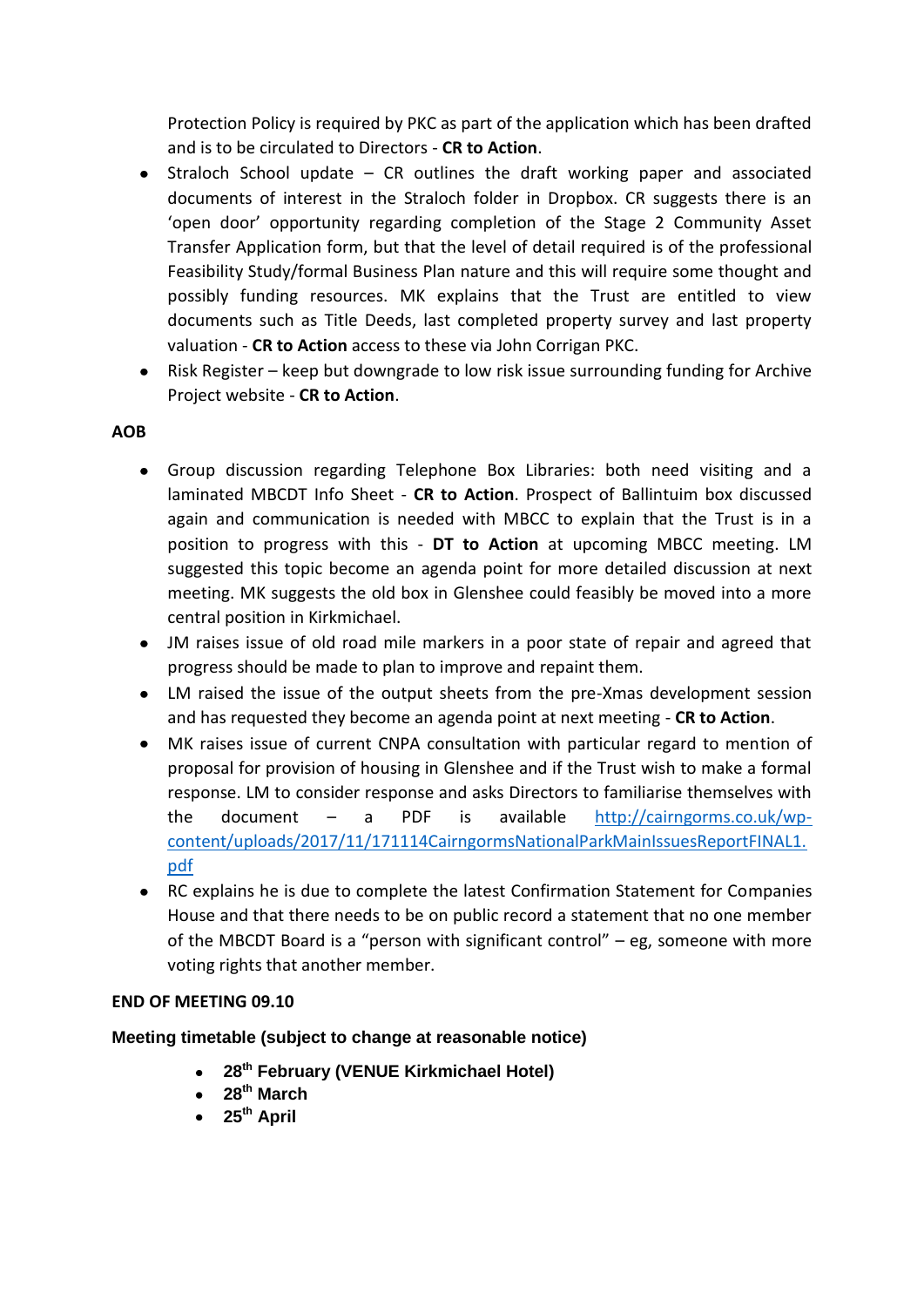Protection Policy is required by PKC as part of the application which has been drafted and is to be circulated to Directors - **CR to Action**.

- Straloch School update – CR outlines the draft working paper and associated documents of interest in the Straloch folder in Dropbox. CR suggests there is an 'open door' opportunity regarding completion of the Stage 2 Community Asset Transfer Application form, but that the level of detail required is of the professional Feasibility Study/formal Business Plan nature and this will require some thought and possibly funding resources. MK explains that the Trust are entitled to view documents such as Title Deeds, last completed property survey and last property valuation - **CR to Action** access to these via John Corrigan PKC.
- Risk Register – keep but downgrade to low risk issue surrounding funding for Archive Project website - **CR to Action**.

**AOB**

- Group discussion regarding Telephone Box Libraries: both need visiting and a laminated MBCDT Info Sheet - **CR to Action**. Prospect of Ballintuim box discussed again and communication is needed with MBCC to explain that the Trust is in a position to progress with this - **DT to Action** at upcoming MBCC meeting. LM suggested this topic become an agenda point for more detailed discussion at next meeting. MK suggests the old box in Glenshee could feasibly be moved into a more central position in Kirkmichael.
- JM raises issue of old road mile markers in a poor state of repair and agreed that progress should be made to plan to improve and repaint them.
- LM raised the issue of the output sheets from the pre-Xmas development session and has requested they become an agenda point at next meeting - **CR to Action**.
- MK raises issue of current CNPA consultation with particular regard to mention of proposal for provision of housing in Glenshee and if the Trust wish to make a formal response. LM to consider response and asks Directors to familiarise themselves with the document – a PDF is available [http://cairngorms.co.uk/wp-content/uploads/2017/11/171114CairngormsNationalParkMainIssuesReportFINAL1.pdf](http://cairngorms.co.uk/wp-content/uploads/2017/11/171114CairngormsNationalParkMainIssuesReportFINAL1.pdf)
- RC explains he is due to complete the latest Confirmation Statement for Companies House and that there needs to be on public record a statement that no one member of the MBCDT Board is a "person with significant control" – eg, someone with more voting rights that another member.

**END OF MEETING 09.10**

**Meeting timetable (subject to change at reasonable notice)**

- **28th February (VENUE Kirkmichael Hotel)**
- **28th March**
- **25th April**